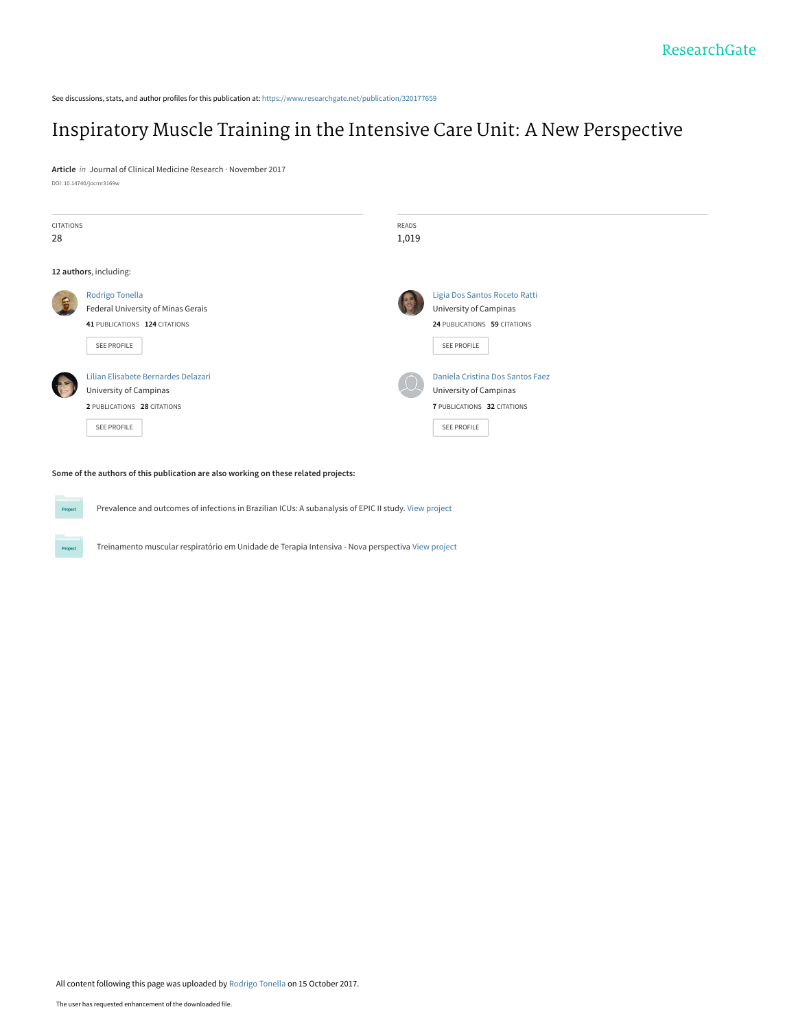See discussions, stats, and author profiles for this publication at: https://www.researchgate.net/publication/320177659

# Inspiratory Muscle Training in the Intensive Care Unit: A New Perspective

**Article** *in* Journal of Clinical Medicine Research · November 2017

DOI: 10.14740/jocmr3169w

| CITATIONS | READS |
| --- | --- |
| 28 | 1,019 |

**12 authors**, including:

Rodrigo Tonella
Federal University of Minas Gerais
**41** PUBLICATIONS **124** CITATIONS
SEE PROFILE

Ligia Dos Santos Roceto Ratti
University of Campinas
**24** PUBLICATIONS **59** CITATIONS
SEE PROFILE

Lilian Elisabete Bernardes Delazari
University of Campinas
**2** PUBLICATIONS **28** CITATIONS
SEE PROFILE

Daniela Cristina Dos Santos Faez
University of Campinas
**7** PUBLICATIONS **32** CITATIONS
SEE PROFILE

**Some of the authors of this publication are also working on these related projects:**

Prevalence and outcomes of infections in Brazilian ICUs: A subanalysis of EPIC II study. View project

Treinamento muscular respiratório em Unidade de Terapia Intensiva - Nova perspectiva View project

All content following this page was uploaded by Rodrigo Tonella on 15 October 2017.

The user has requested enhancement of the downloaded file.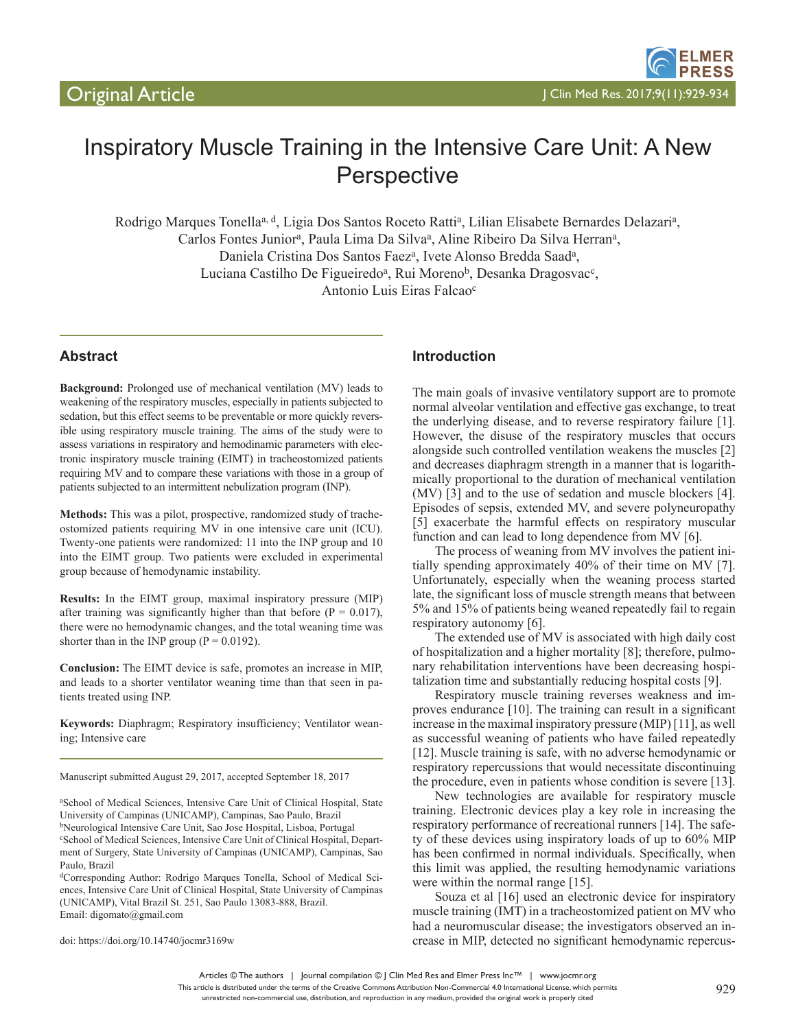# Inspiratory Muscle Training in the Intensive Care Unit: A New Perspective

Rodrigo Marques Tonella[a, d], Ligia Dos Santos Roceto Ratti[a], Lilian Elisabete Bernardes Delazari[a], Carlos Fontes Junior[a], Paula Lima Da Silva[a], Aline Ribeiro Da Silva Herran[a], Daniela Cristina Dos Santos Faez[a], Ivete Alonso Bredda Saad[a], Luciana Castilho De Figueiredo[a], Rui Moreno[b], Desanka Dragosvac[c], Antonio Luis Eiras Falcao[c]

## Abstract

**Background:** Prolonged use of mechanical ventilation (MV) leads to weakening of the respiratory muscles, especially in patients subjected to sedation, but this effect seems to be preventable or more quickly reversible using respiratory muscle training. The aims of the study were to assess variations in respiratory and hemodynamic parameters with electronic inspiratory muscle training (EIMT) in tracheostomized patients requiring MV and to compare these variations with those in a group of patients subjected to an intermittent nebulization program (INP).

**Methods:** This was a pilot, prospective, randomized study of tracheostomized patients requiring MV in one intensive care unit (ICU). Twenty-one patients were randomized: 11 into the INP group and 10 into the EIMT group. Two patients were excluded in experimental group because of hemodynamic instability.

**Results:** In the EIMT group, maximal inspiratory pressure (MIP) after training was significantly higher than that before ($P = 0.017$), there were no hemodynamic changes, and the total weaning time was shorter than in the INP group ($P = 0.0192$).

**Conclusion:** The EIMT device is safe, promotes an increase in MIP, and leads to a shorter ventilator weaning time than that seen in patients treated using INP.

**Keywords:** Diaphragm; Respiratory insufficiency; Ventilator weaning; Intensive care

Manuscript submitted August 29, 2017, accepted September 18, 2017

[a]School of Medical Sciences, Intensive Care Unit of Clinical Hospital, State University of Campinas (UNICAMP), Campinas, Sao Paulo, Brazil
[b]Neurological Intensive Care Unit, Sao Jose Hospital, Lisboa, Portugal
[c]School of Medical Sciences, Intensive Care Unit of Clinical Hospital, Department of Surgery, State University of Campinas (UNICAMP), Campinas, Sao Paulo, Brazil
[d]Corresponding Author: Rodrigo Marques Tonella, School of Medical Sciences, Intensive Care Unit of Clinical Hospital, State University of Campinas (UNICAMP), Vital Brazil St. 251, Sao Paulo 13083-888, Brazil. Email: digomato@gmail.com

doi: https://doi.org/10.14740/jocmr3169w

## Introduction

The main goals of invasive ventilatory support are to promote normal alveolar ventilation and effective gas exchange, to treat the underlying disease, and to reverse respiratory failure [1]. However, the disuse of the respiratory muscles that occurs alongside such controlled ventilation weakens the muscles [2] and decreases diaphragm strength in a manner that is logarithmically proportional to the duration of mechanical ventilation (MV) [3] and to the use of sedation and muscle blockers [4]. Episodes of sepsis, extended MV, and severe polyneuropathy [5] exacerbate the harmful effects on respiratory muscular function and can lead to long dependence from MV [6].

The process of weaning from MV involves the patient initially spending approximately 40% of their time on MV [7]. Unfortunately, especially when the weaning process started late, the significant loss of muscle strength means that between 5% and 15% of patients being weaned repeatedly fail to regain respiratory autonomy [6].

The extended use of MV is associated with high daily cost of hospitalization and a higher mortality [8]; therefore, pulmonary rehabilitation interventions have been decreasing hospitalization time and substantially reducing hospital costs [9].

Respiratory muscle training reverses weakness and improves endurance [10]. The training can result in a significant increase in the maximal inspiratory pressure (MIP) [11], as well as successful weaning of patients who have failed repeatedly [12]. Muscle training is safe, with no adverse hemodynamic or respiratory repercussions that would necessitate discontinuing the procedure, even in patients whose condition is severe [13].

New technologies are available for respiratory muscle training. Electronic devices play a key role in increasing the respiratory performance of recreational runners [14]. The safety of these devices using inspiratory loads of up to 60% MIP has been confirmed in normal individuals. Specifically, when this limit was applied, the resulting hemodynamic variations were within the normal range [15].

Souza et al [16] used an electronic device for inspiratory muscle training (IMT) in a tracheostomized patient on MV who had a neuromuscular disease; the investigators observed an increase in MIP, detected no significant hemodynamic repercus-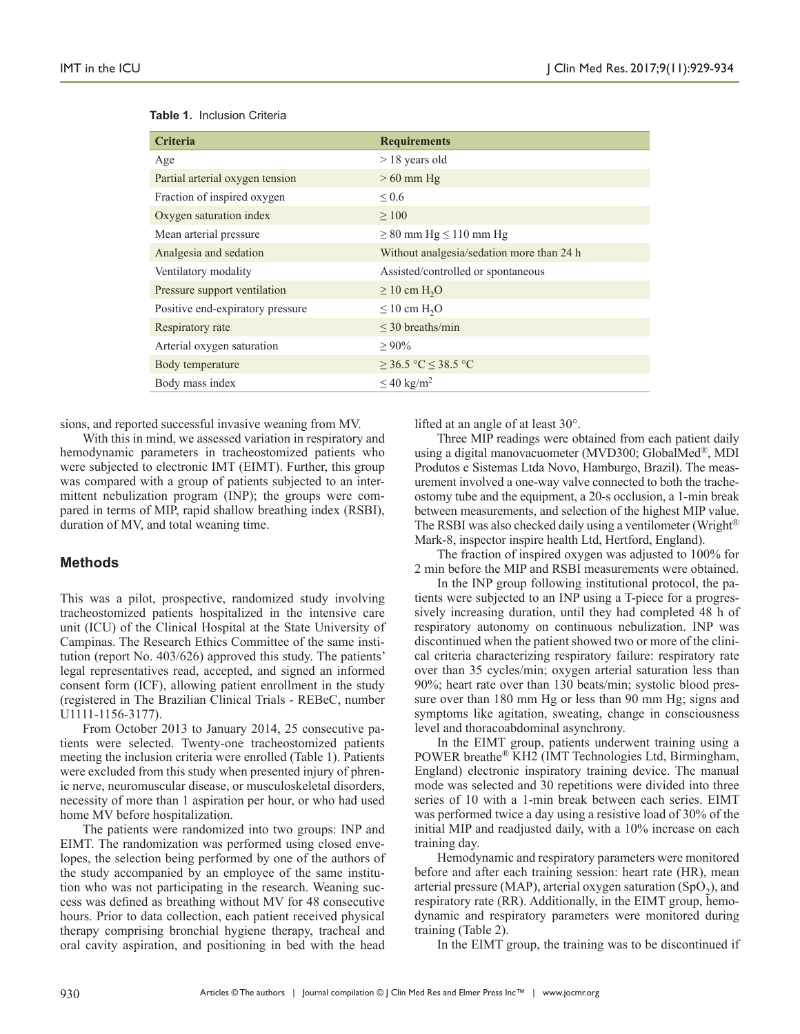**Table 1.** Inclusion Criteria

| Criteria | Requirements |
|---|---|
| Age | > 18 years old |
| Partial arterial oxygen tension | > 60 mm Hg |
| Fraction of inspired oxygen | ≤ 0.6 |
| Oxygen saturation index | ≥ 100 |
| Mean arterial pressure | ≥ 80 mm Hg ≤ 110 mm Hg |
| Analgesia and sedation | Without analgesia/sedation more than 24 h |
| Ventilatory modality | Assisted/controlled or spontaneous |
| Pressure support ventilation | ≥ 10 cm $H_2O$ |
| Positive end-expiratory pressure | ≤ 10 cm $H_2O$ |
| Respiratory rate | ≤ 30 breaths/min |
| Arterial oxygen saturation | ≥ 90% |
| Body temperature | ≥ 36.5 °C ≤ 38.5 °C |
| Body mass index | ≤ 40 kg/$m^2$ |

sions, and reported successful invasive weaning from MV.

With this in mind, we assessed variation in respiratory and hemodynamic parameters in tracheostomized patients who were subjected to electronic IMT (EIMT). Further, this group was compared with a group of patients subjected to an intermittent nebulization program (INP); the groups were compared in terms of MIP, rapid shallow breathing index (RSBI), duration of MV, and total weaning time.

## Methods

This was a pilot, prospective, randomized study involving tracheostomized patients hospitalized in the intensive care unit (ICU) of the Clinical Hospital at the State University of Campinas. The Research Ethics Committee of the same institution (report No. 403/626) approved this study. The patients' legal representatives read, accepted, and signed an informed consent form (ICF), allowing patient enrollment in the study (registered in The Brazilian Clinical Trials - REBeC, number U1111-1156-3177).

From October 2013 to January 2014, 25 consecutive patients were selected. Twenty-one tracheostomized patients meeting the inclusion criteria were enrolled (Table 1). Patients were excluded from this study when presented injury of phrenic nerve, neuromuscular disease, or musculoskeletal disorders, necessity of more than 1 aspiration per hour, or who had used home MV before hospitalization.

The patients were randomized into two groups: INP and EIMT. The randomization was performed using closed envelopes, the selection being performed by one of the authors of the study accompanied by an employee of the same institution who was not participating in the research. Weaning success was defined as breathing without MV for 48 consecutive hours. Prior to data collection, each patient received physical therapy comprising bronchial hygiene therapy, tracheal and oral cavity aspiration, and positioning in bed with the head lifted at an angle of at least 30°.

Three MIP readings were obtained from each patient daily using a digital manovacuometer (MVD300; GlobalMed®, MDI Produtos e Sistemas Ltda Novo, Hamburgo, Brazil). The measurement involved a one-way valve connected to both the tracheostomy tube and the equipment, a 20-s occlusion, a 1-min break between measurements, and selection of the highest MIP value. The RSBI was also checked daily using a ventilometer (Wright® Mark-8, inspector inspire health Ltd, Hertford, England).

The fraction of inspired oxygen was adjusted to 100% for 2 min before the MIP and RSBI measurements were obtained.

In the INP group following institutional protocol, the patients were subjected to an INP using a T-piece for a progressively increasing duration, until they had completed 48 h of respiratory autonomy on continuous nebulization. INP was discontinued when the patient showed two or more of the clinical criteria characterizing respiratory failure: respiratory rate over than 35 cycles/min; oxygen arterial saturation less than 90%; heart rate over than 130 beats/min; systolic blood pressure over than 180 mm Hg or less than 90 mm Hg; signs and symptoms like agitation, sweating, change in consciousness level and thoracoabdominal asynchrony.

In the EIMT group, patients underwent training using a POWER breathe® KH2 (IMT Technologies Ltd, Birmingham, England) electronic inspiratory training device. The manual mode was selected and 30 repetitions were divided into three series of 10 with a 1-min break between each series. EIMT was performed twice a day using a resistive load of 30% of the initial MIP and readjusted daily, with a 10% increase on each training day.

Hemodynamic and respiratory parameters were monitored before and after each training session: heart rate (HR), mean arterial pressure (MAP), arterial oxygen saturation ($SpO_2$), and respiratory rate (RR). Additionally, in the EIMT group, hemodynamic and respiratory parameters were monitored during training (Table 2).

In the EIMT group, the training was to be discontinued if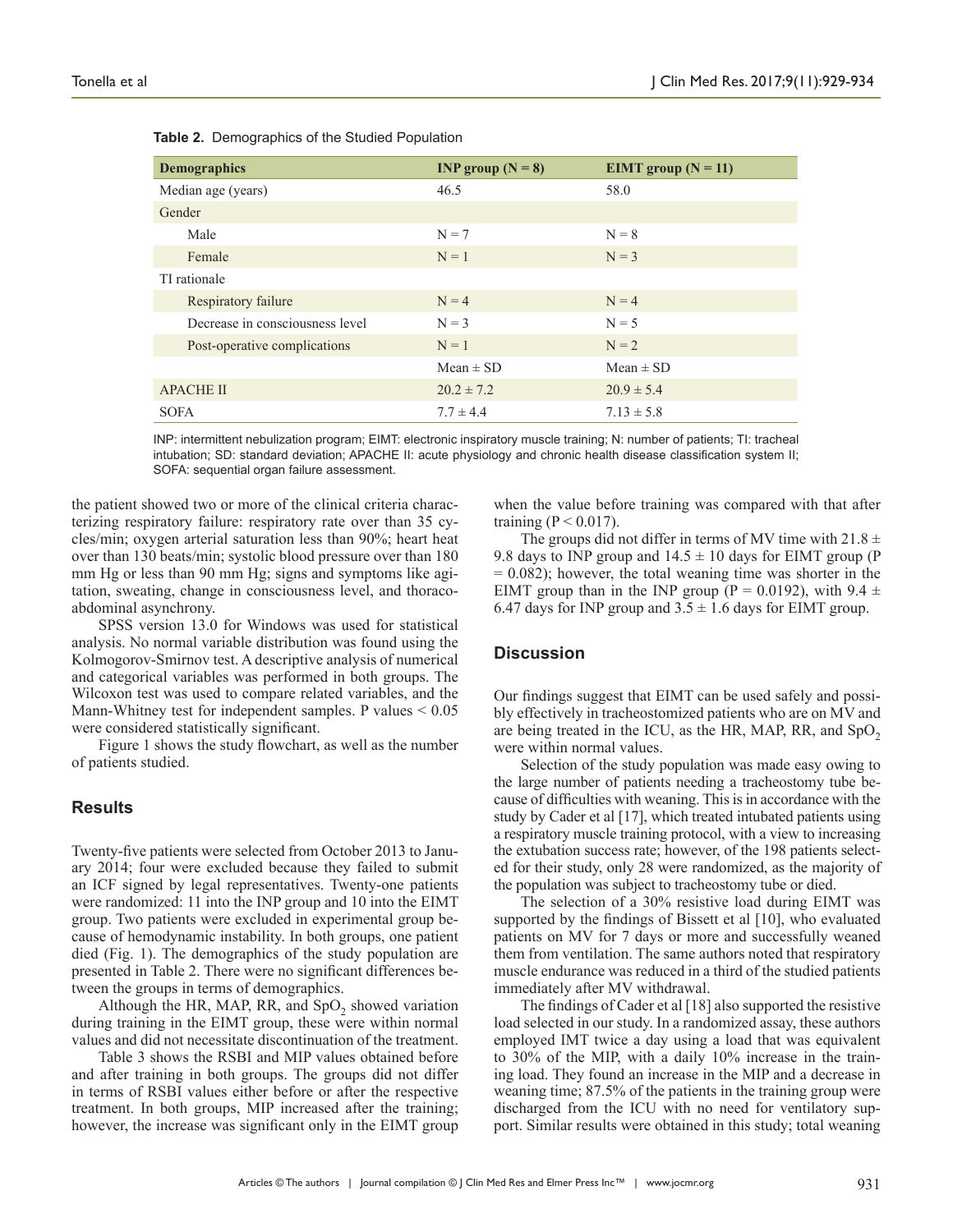**Table 2.** Demographics of the Studied Population

| Demographics | INP group (N = 8) | EIMT group (N = 11) |
|---|---|---|
| Median age (years) | 46.5 | 58.0 |
| Gender | | |
| Male | N = 7 | N = 8 |
| Female | N = 1 | N = 3 |
| TI rationale | | |
| Respiratory failure | N = 4 | N = 4 |
| Decrease in consciousness level | N = 3 | N = 5 |
| Post-operative complications | N = 1 | N = 2 |
| | Mean ± SD | Mean ± SD |
| APACHE II | 20.2 ± 7.2 | 20.9 ± 5.4 |
| SOFA | 7.7 ± 4.4 | 7.13 ± 5.8 |

INP: intermittent nebulization program; EIMT: electronic inspiratory muscle training; N: number of patients; TI: tracheal intubation; SD: standard deviation; APACHE II: acute physiology and chronic health disease classification system II; SOFA: sequential organ failure assessment.

the patient showed two or more of the clinical criteria characterizing respiratory failure: respiratory rate over than 35 cycles/min; oxygen arterial saturation less than 90%; heart heat over than 130 beats/min; systolic blood pressure over than 180 mm Hg or less than 90 mm Hg; signs and symptoms like agitation, sweating, change in consciousness level, and thoracoabdominal asynchrony.

SPSS version 13.0 for Windows was used for statistical analysis. No normal variable distribution was found using the Kolmogorov-Smirnov test. A descriptive analysis of numerical and categorical variables was performed in both groups. The Wilcoxon test was used to compare related variables, and the Mann-Whitney test for independent samples. P values < 0.05 were considered statistically significant.

Figure 1 shows the study flowchart, as well as the number of patients studied.

## Results

Twenty-five patients were selected from October 2013 to January 2014; four were excluded because they failed to submit an ICF signed by legal representatives. Twenty-one patients were randomized: 11 into the INP group and 10 into the EIMT group. Two patients were excluded in experimental group because of hemodynamic instability. In both groups, one patient died (Fig. 1). The demographics of the study population are presented in Table 2. There were no significant differences between the groups in terms of demographics.

Although the HR, MAP, RR, and $SpO_2$ showed variation during training in the EIMT group, these were within normal values and did not necessitate discontinuation of the treatment.

Table 3 shows the RSBI and MIP values obtained before and after training in both groups. The groups did not differ in terms of RSBI values either before or after the respective treatment. In both groups, MIP increased after the training; however, the increase was significant only in the EIMT group when the value before training was compared with that after training (P < 0.017).

The groups did not differ in terms of MV time with 21.8 ± 9.8 days to INP group and 14.5 ± 10 days for EIMT group (P = 0.082); however, the total weaning time was shorter in the EIMT group than in the INP group (P = 0.0192), with 9.4 ± 6.47 days for INP group and 3.5 ± 1.6 days for EIMT group.

## Discussion

Our findings suggest that EIMT can be used safely and possibly effectively in tracheostomized patients who are on MV and are being treated in the ICU, as the HR, MAP, RR, and $SpO_2$ were within normal values.

Selection of the study population was made easy owing to the large number of patients needing a tracheostomy tube because of difficulties with weaning. This is in accordance with the study by Cader et al [17], which treated intubated patients using a respiratory muscle training protocol, with a view to increasing the extubation success rate; however, of the 198 patients selected for their study, only 28 were randomized, as the majority of the population was subject to tracheostomy tube or died.

The selection of a 30% resistive load during EIMT was supported by the findings of Bissett et al [10], who evaluated patients on MV for 7 days or more and successfully weaned them from ventilation. The same authors noted that respiratory muscle endurance was reduced in a third of the studied patients immediately after MV withdrawal.

The findings of Cader et al [18] also supported the resistive load selected in our study. In a randomized assay, these authors employed IMT twice a day using a load that was equivalent to 30% of the MIP, with a daily 10% increase in the training load. They found an increase in the MIP and a decrease in weaning time; 87.5% of the patients in the training group were discharged from the ICU with no need for ventilatory support. Similar results were obtained in this study; total weaning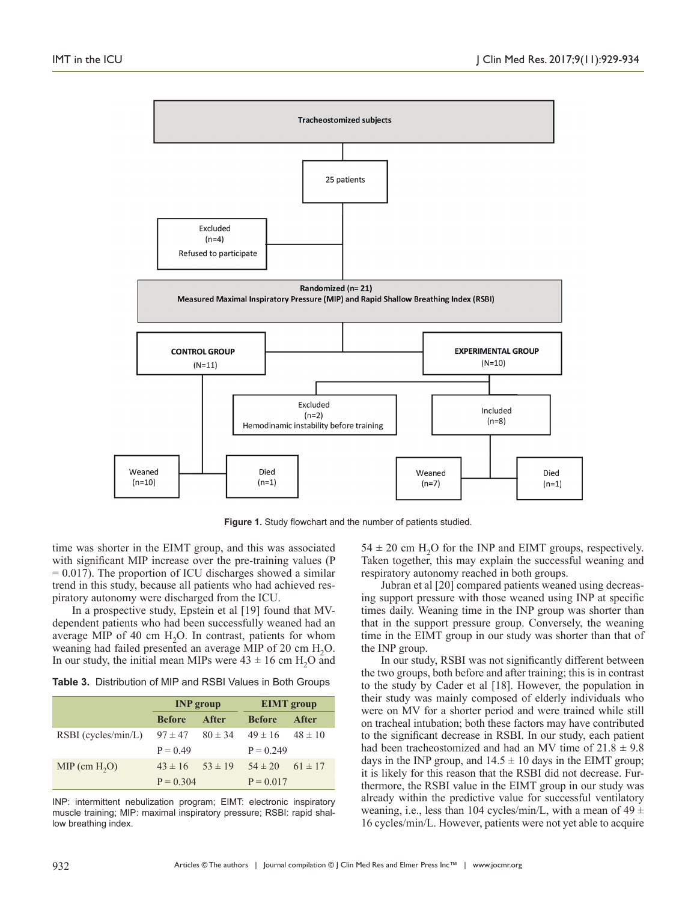- Tracheostomized subjects
  - 25 patients
    - Excluded (n=4) Refused to participate
    - Randomized (n= 21) Measured Maximal Inspiratory Pressure (MIP) and Rapid Shallow Breathing Index (RSBI)
      - CONTROL GROUP (N=11)
        - Weaned (n=10)
        - Died (n=1)
      - EXPERIMENTAL GROUP (N=10)
        - Excluded (n=2) Hemodinamic instability before training
        - Included (n=8)
          - Weaned (n=7)
          - Died (n=1)

**Figure 1.** Study flowchart and the number of patients studied.

time was shorter in the EIMT group, and this was associated with significant MIP increase over the pre-training values (P = 0.017). The proportion of ICU discharges showed a similar trend in this study, because all patients who had achieved respiratory autonomy were discharged from the ICU.

In a prospective study, Epstein et al [19] found that MV-dependent patients who had been successfully weaned had an average MIP of 40 cm $H_2O$. In contrast, patients for whom weaning had failed presented an average MIP of 20 cm $H_2O$. In our study, the initial mean MIPs were 43 ± 16 cm $H_2O$ and 54 ± 20 cm $H_2O$ for the INP and EIMT groups, respectively. Taken together, this may explain the successful weaning and respiratory autonomy reached in both groups.

**Table 3.** Distribution of MIP and RSBI Values in Both Groups

| | INP group | | EIMT group | |
|---|---|---|---|---|
| | Before | After | Before | After |
| RSBI (cycles/min/L) | 97 ± 47 | 80 ± 34 | 49 ± 16 | 48 ± 10 |
| | P = 0.49 | | P = 0.249 | |
| MIP (cm $H_2O$) | 43 ± 16 | 53 ± 19 | 54 ± 20 | 61 ± 17 |
| | P = 0.304 | | P = 0.017 | |

INP: intermittent nebulization program; EIMT: electronic inspiratory muscle training; MIP: maximal inspiratory pressure; RSBI: rapid shallow breathing index.

Jubran et al [20] compared patients weaned using decreasing support pressure with those weaned using INP at specific times daily. Weaning time in the INP group was shorter than that in the support pressure group. Conversely, the weaning time in the EIMT group in our study was shorter than that of the INP group.

In our study, RSBI was not significantly different between the two groups, both before and after training; this is in contrast to the study by Cader et al [18]. However, the population in their study was mainly composed of elderly individuals who were on MV for a shorter period and were trained while still on tracheal intubation; both these factors may have contributed to the significant decrease in RSBI. In our study, each patient had been tracheostomized and had an MV time of 21.8 ± 9.8 days in the INP group, and 14.5 ± 10 days in the EIMT group; it is likely for this reason that the RSBI did not decrease. Furthermore, the RSBI value in the EIMT group in our study was already within the predictive value for successful ventilatory weaning, i.e., less than 104 cycles/min/L, with a mean of 49 ± 16 cycles/min/L. However, patients were not yet able to acquire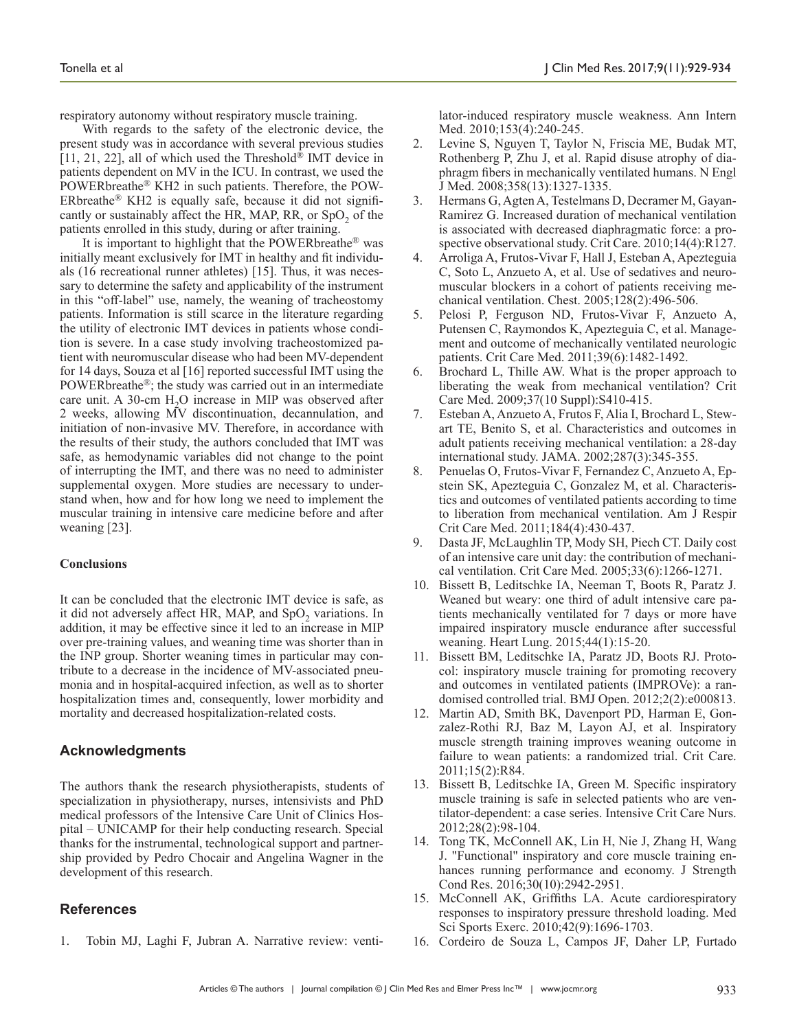respiratory autonomy without respiratory muscle training.

With regards to the safety of the electronic device, the present study was in accordance with several previous studies [11, 21, 22], all of which used the Threshold® IMT device in patients dependent on MV in the ICU. In contrast, we used the POWERbreathe® KH2 in such patients. Therefore, the POWERbreathe® KH2 is equally safe, because it did not significantly or sustainably affect the HR, MAP, RR, or $SpO_2$ of the patients enrolled in this study, during or after training.

It is important to highlight that the POWERbreathe® was initially meant exclusively for IMT in healthy and fit individuals (16 recreational runner athletes) [15]. Thus, it was necessary to determine the safety and applicability of the instrument in this "off-label" use, namely, the weaning of tracheostomy patients. Information is still scarce in the literature regarding the utility of electronic IMT devices in patients whose condition is severe. In a case study involving tracheostomized patient with neuromuscular disease who had been MV-dependent for 14 days, Souza et al [16] reported successful IMT using the POWERbreathe®; the study was carried out in an intermediate care unit. A 30-cm $H_2O$ increase in MIP was observed after 2 weeks, allowing MV discontinuation, decannulation, and initiation of non-invasive MV. Therefore, in accordance with the results of their study, the authors concluded that IMT was safe, as hemodynamic variables did not change to the point of interrupting the IMT, and there was no need to administer supplemental oxygen. More studies are necessary to understand when, how and for how long we need to implement the muscular training in intensive care medicine before and after weaning [23].

**Conclusions**

It can be concluded that the electronic IMT device is safe, as it did not adversely affect HR, MAP, and $SpO_2$ variations. In addition, it may be effective since it led to an increase in MIP over pre-training values, and weaning time was shorter than in the INP group. Shorter weaning times in particular may contribute to a decrease in the incidence of MV-associated pneumonia and in hospital-acquired infection, as well as to shorter hospitalization times and, consequently, lower morbidity and mortality and decreased hospitalization-related costs.

## Acknowledgments

The authors thank the research physiotherapists, students of specialization in physiotherapy, nurses, intensivists and PhD medical professors of the Intensive Care Unit of Clinics Hospital – UNICAMP for their help conducting research. Special thanks for the instrumental, technological support and partnership provided by Pedro Chocair and Angelina Wagner in the development of this research.

## References

1. Tobin MJ, Laghi F, Jubran A. Narrative review: ventilator-induced respiratory muscle weakness. Ann Intern Med. 2010;153(4):240-245.
2. Levine S, Nguyen T, Taylor N, Friscia ME, Budak MT, Rothenberg P, Zhu J, et al. Rapid disuse atrophy of diaphragm fibers in mechanically ventilated humans. N Engl J Med. 2008;358(13):1327-1335.
3. Hermans G, Agten A, Testelmans D, Decramer M, Gayan-Ramirez G. Increased duration of mechanical ventilation is associated with decreased diaphragmatic force: a prospective observational study. Crit Care. 2010;14(4):R127.
4. Arroliga A, Frutos-Vivar F, Hall J, Esteban A, Apezteguia C, Soto L, Anzueto A, et al. Use of sedatives and neuromuscular blockers in a cohort of patients receiving mechanical ventilation. Chest. 2005;128(2):496-506.
5. Pelosi P, Ferguson ND, Frutos-Vivar F, Anzueto A, Putensen C, Raymondos K, Apezteguia C, et al. Management and outcome of mechanically ventilated neurologic patients. Crit Care Med. 2011;39(6):1482-1492.
6. Brochard L, Thille AW. What is the proper approach to liberating the weak from mechanical ventilation? Crit Care Med. 2009;37(10 Suppl):S410-415.
7. Esteban A, Anzueto A, Frutos F, Alia I, Brochard L, Stewart TE, Benito S, et al. Characteristics and outcomes in adult patients receiving mechanical ventilation: a 28-day international study. JAMA. 2002;287(3):345-355.
8. Penuelas O, Frutos-Vivar F, Fernandez C, Anzueto A, Epstein SK, Apezteguia C, Gonzalez M, et al. Characteristics and outcomes of ventilated patients according to time to liberation from mechanical ventilation. Am J Respir Crit Care Med. 2011;184(4):430-437.
9. Dasta JF, McLaughlin TP, Mody SH, Piech CT. Daily cost of an intensive care unit day: the contribution of mechanical ventilation. Crit Care Med. 2005;33(6):1266-1271.
10. Bissett B, Leditschke IA, Neeman T, Boots R, Paratz J. Weaned but weary: one third of adult intensive care patients mechanically ventilated for 7 days or more have impaired inspiratory muscle endurance after successful weaning. Heart Lung. 2015;44(1):15-20.
11. Bissett BM, Leditschke IA, Paratz JD, Boots RJ. Protocol: inspiratory muscle training for promoting recovery and outcomes in ventilated patients (IMPROVe): a randomised controlled trial. BMJ Open. 2012;2(2):e000813.
12. Martin AD, Smith BK, Davenport PD, Harman E, Gonzalez-Rothi RJ, Baz M, Layon AJ, et al. Inspiratory muscle strength training improves weaning outcome in failure to wean patients: a randomized trial. Crit Care. 2011;15(2):R84.
13. Bissett B, Leditschke IA, Green M. Specific inspiratory muscle training is safe in selected patients who are ventilator-dependent: a case series. Intensive Crit Care Nurs. 2012;28(2):98-104.
14. Tong TK, McConnell AK, Lin H, Nie J, Zhang H, Wang J. "Functional" inspiratory and core muscle training enhances running performance and economy. J Strength Cond Res. 2016;30(10):2942-2951.
15. McConnell AK, Griffiths LA. Acute cardiorespiratory responses to inspiratory pressure threshold loading. Med Sci Sports Exerc. 2010;42(9):1696-1703.
16. Cordeiro de Souza L, Campos JF, Daher LP, Furtado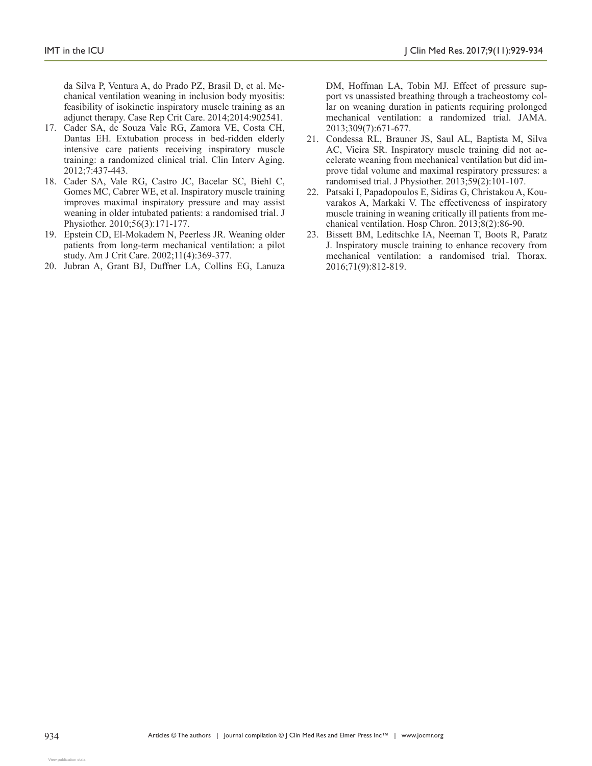da Silva P, Ventura A, do Prado PZ, Brasil D, et al. Mechanical ventilation weaning in inclusion body myositis: feasibility of isokinetic inspiratory muscle training as an adjunct therapy. Case Rep Crit Care. 2014;2014:902541.

17. Cader SA, de Souza Vale RG, Zamora VE, Costa CH, Dantas EH. Extubation process in bed-ridden elderly intensive care patients receiving inspiratory muscle training: a randomized clinical trial. Clin Interv Aging. 2012;7:437-443.
18. Cader SA, Vale RG, Castro JC, Bacelar SC, Biehl C, Gomes MC, Cabrer WE, et al. Inspiratory muscle training improves maximal inspiratory pressure and may assist weaning in older intubated patients: a randomised trial. J Physiother. 2010;56(3):171-177.
19. Epstein CD, El-Mokadem N, Peerless JR. Weaning older patients from long-term mechanical ventilation: a pilot study. Am J Crit Care. 2002;11(4):369-377.
20. Jubran A, Grant BJ, Duffner LA, Collins EG, Lanuza DM, Hoffman LA, Tobin MJ. Effect of pressure support vs unassisted breathing through a tracheostomy collar on weaning duration in patients requiring prolonged mechanical ventilation: a randomized trial. JAMA. 2013;309(7):671-677.
21. Condessa RL, Brauner JS, Saul AL, Baptista M, Silva AC, Vieira SR. Inspiratory muscle training did not accelerate weaning from mechanical ventilation but did improve tidal volume and maximal respiratory pressures: a randomised trial. J Physiother. 2013;59(2):101-107.
22. Patsaki I, Papadopoulos E, Sidiras G, Christakou A, Kouvarakos A, Markaki V. The effectiveness of inspiratory muscle training in weaning critically ill patients from mechanical ventilation. Hosp Chron. 2013;8(2):86-90.
23. Bissett BM, Leditschke IA, Neeman T, Boots R, Paratz J. Inspiratory muscle training to enhance recovery from mechanical ventilation: a randomised trial. Thorax. 2016;71(9):812-819.